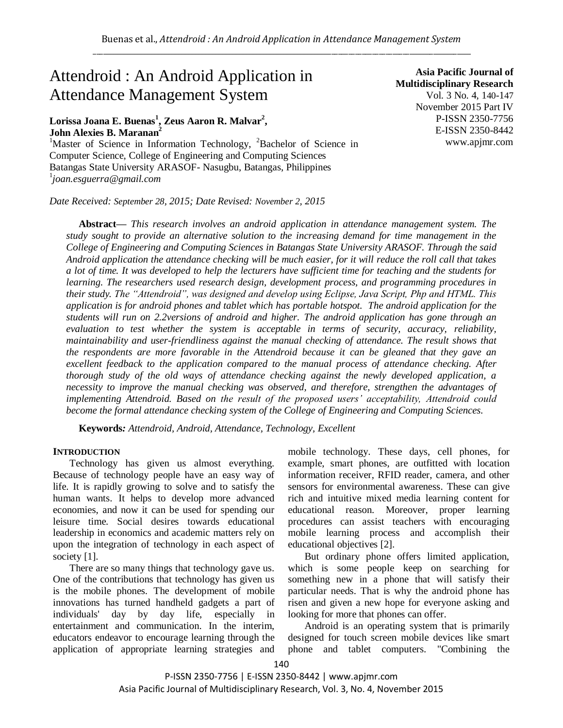# Attendroid : An Android Application in Attendance Management System

**Asia Pacific Journal of Multidisciplinary Research**
Vol. 3 No. 4, 140-147
November 2015 Part IV
P-ISSN 2350-7756
E-ISSN 2350-8442
www.apjmr.com

**Lorissa Joana E. Buenas[1], Zeus Aaron R. Malvar[2], John Alexies B. Maranan[2]**

[1]Master of Science in Information Technology, [2]Bachelor of Science in Computer Science, College of Engineering and Computing Sciences
Batangas State University ARASOF- Nasugbu, Batangas, Philippines
[1]*joan.esguerra@gmail.com*

*Date Received: September 28, 2015; Date Revised: November 2, 2015*

**Abstract—** *This research involves an android application in attendance management system. The study sought to provide an alternative solution to the increasing demand for time management in the College of Engineering and Computing Sciences in Batangas State University ARASOF. Through the said Android application the attendance checking will be much easier, for it will reduce the roll call that takes a lot of time. It was developed to help the lecturers have sufficient time for teaching and the students for learning. The researchers used research design, development process, and programming procedures in their study. The "Attendroid", was designed and develop using Eclipse, Java Script, Php and HTML. This application is for android phones and tablet which has portable hotspot. The android application for the students will run on 2.2versions of android and higher. The android application has gone through an evaluation to test whether the system is acceptable in terms of security, accuracy, reliability, maintainability and user-friendliness against the manual checking of attendance. The result shows that the respondents are more favorable in the Attendroid because it can be gleaned that they gave an excellent feedback to the application compared to the manual process of attendance checking. After thorough study of the old ways of attendance checking against the newly developed application, a necessity to improve the manual checking was observed, and therefore, strengthen the advantages of implementing Attendroid. Based on the result of the proposed users' acceptability, Attendroid could become the formal attendance checking system of the College of Engineering and Computing Sciences.*

**Keywords***: Attendroid, Android, Attendance, Technology, Excellent*

## INTRODUCTION

Technology has given us almost everything. Because of technology people have an easy way of life. It is rapidly growing to solve and to satisfy the human wants. It helps to develop more advanced economies, and now it can be used for spending our leisure time. Social desires towards educational leadership in economics and academic matters rely on upon the integration of technology in each aspect of society [1].

There are so many things that technology gave us. One of the contributions that technology has given us is the mobile phones. The development of mobile innovations has turned handheld gadgets a part of individuals' day by day life, especially in entertainment and communication. In the interim, educators endeavor to encourage learning through the application of appropriate learning strategies and mobile technology. These days, cell phones, for example, smart phones, are outfitted with location information receiver, RFID reader, camera, and other sensors for environmental awareness. These can give rich and intuitive mixed media learning content for educational reason. Moreover, proper learning procedures can assist teachers with encouraging mobile learning process and accomplish their educational objectives [2].

But ordinary phone offers limited application, which is some people keep on searching for something new in a phone that will satisfy their particular needs. That is why the android phone has risen and given a new hope for everyone asking and looking for more that phones can offer.

Android is an operating system that is primarily designed for touch screen mobile devices like smart phone and tablet computers. "Combining the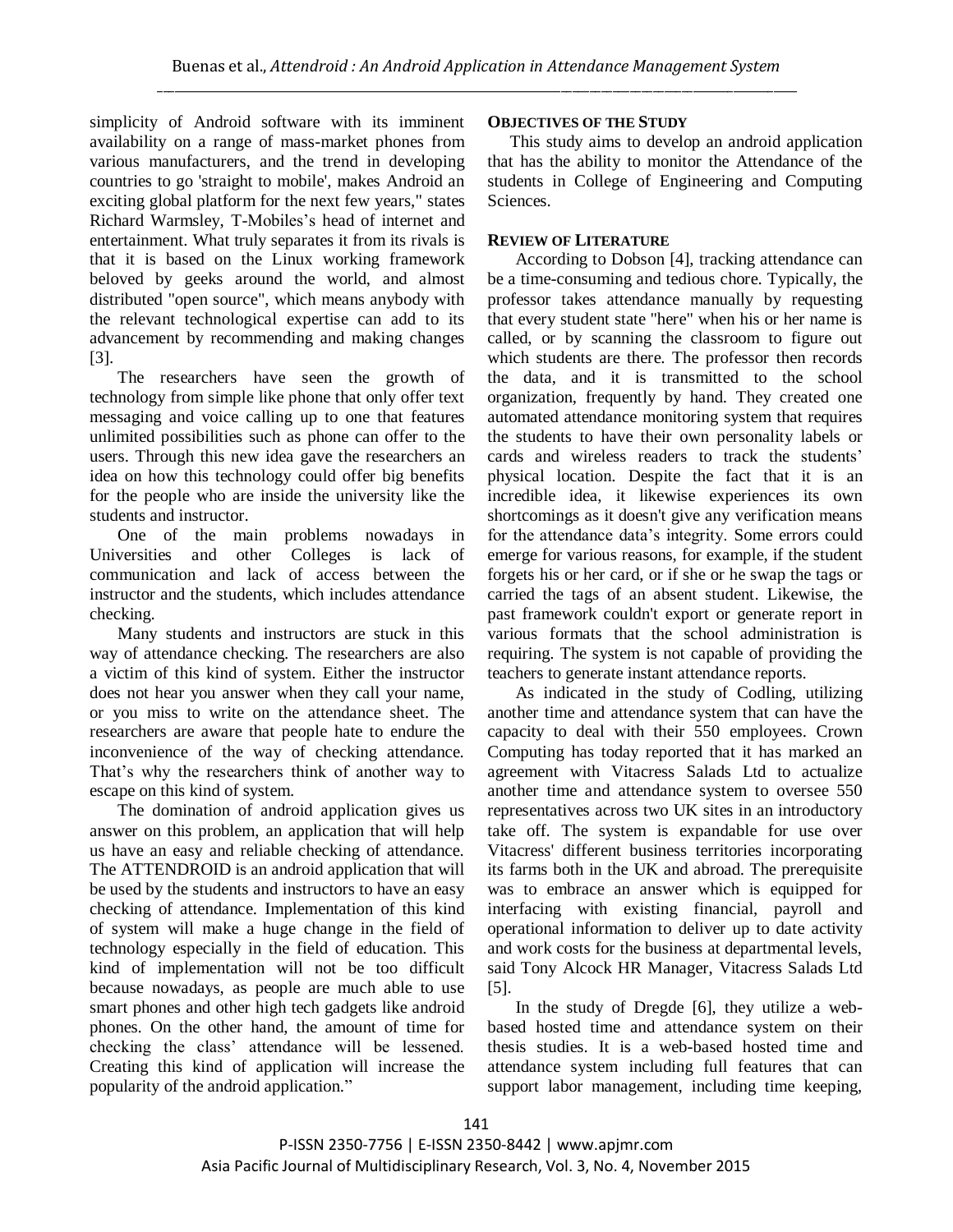simplicity of Android software with its imminent availability on a range of mass-market phones from various manufacturers, and the trend in developing countries to go 'straight to mobile', makes Android an exciting global platform for the next few years," states Richard Warmsley, T-Mobiles's head of internet and entertainment. What truly separates it from its rivals is that it is based on the Linux working framework beloved by geeks around the world, and almost distributed "open source", which means anybody with the relevant technological expertise can add to its advancement by recommending and making changes [3].

The researchers have seen the growth of technology from simple like phone that only offer text messaging and voice calling up to one that features unlimited possibilities such as phone can offer to the users. Through this new idea gave the researchers an idea on how this technology could offer big benefits for the people who are inside the university like the students and instructor.

One of the main problems nowadays in Universities and other Colleges is lack of communication and lack of access between the instructor and the students, which includes attendance checking.

Many students and instructors are stuck in this way of attendance checking. The researchers are also a victim of this kind of system. Either the instructor does not hear you answer when they call your name, or you miss to write on the attendance sheet. The researchers are aware that people hate to endure the inconvenience of the way of checking attendance. That's why the researchers think of another way to escape on this kind of system.

The domination of android application gives us answer on this problem, an application that will help us have an easy and reliable checking of attendance. The ATTENDROID is an android application that will be used by the students and instructors to have an easy checking of attendance. Implementation of this kind of system will make a huge change in the field of technology especially in the field of education. This kind of implementation will not be too difficult because nowadays, as people are much able to use smart phones and other high tech gadgets like android phones. On the other hand, the amount of time for checking the class' attendance will be lessened. Creating this kind of application will increase the popularity of the android application."

## OBJECTIVES OF THE STUDY

This study aims to develop an android application that has the ability to monitor the Attendance of the students in College of Engineering and Computing Sciences.

## REVIEW OF LITERATURE

According to Dobson [4], tracking attendance can be a time-consuming and tedious chore. Typically, the professor takes attendance manually by requesting that every student state "here" when his or her name is called, or by scanning the classroom to figure out which students are there. The professor then records the data, and it is transmitted to the school organization, frequently by hand. They created one automated attendance monitoring system that requires the students to have their own personality labels or cards and wireless readers to track the students' physical location. Despite the fact that it is an incredible idea, it likewise experiences its own shortcomings as it doesn't give any verification means for the attendance data's integrity. Some errors could emerge for various reasons, for example, if the student forgets his or her card, or if she or he swap the tags or carried the tags of an absent student. Likewise, the past framework couldn't export or generate report in various formats that the school administration is requiring. The system is not capable of providing the teachers to generate instant attendance reports.

As indicated in the study of Codling, utilizing another time and attendance system that can have the capacity to deal with their 550 employees. Crown Computing has today reported that it has marked an agreement with Vitacress Salads Ltd to actualize another time and attendance system to oversee 550 representatives across two UK sites in an introductory take off. The system is expandable for use over Vitacress' different business territories incorporating its farms both in the UK and abroad. The prerequisite was to embrace an answer which is equipped for interfacing with existing financial, payroll and operational information to deliver up to date activity and work costs for the business at departmental levels, said Tony Alcock HR Manager, Vitacress Salads Ltd [5].

In the study of Dregde [6], they utilize a web-based hosted time and attendance system on their thesis studies. It is a web-based hosted time and attendance system including full features that can support labor management, including time keeping,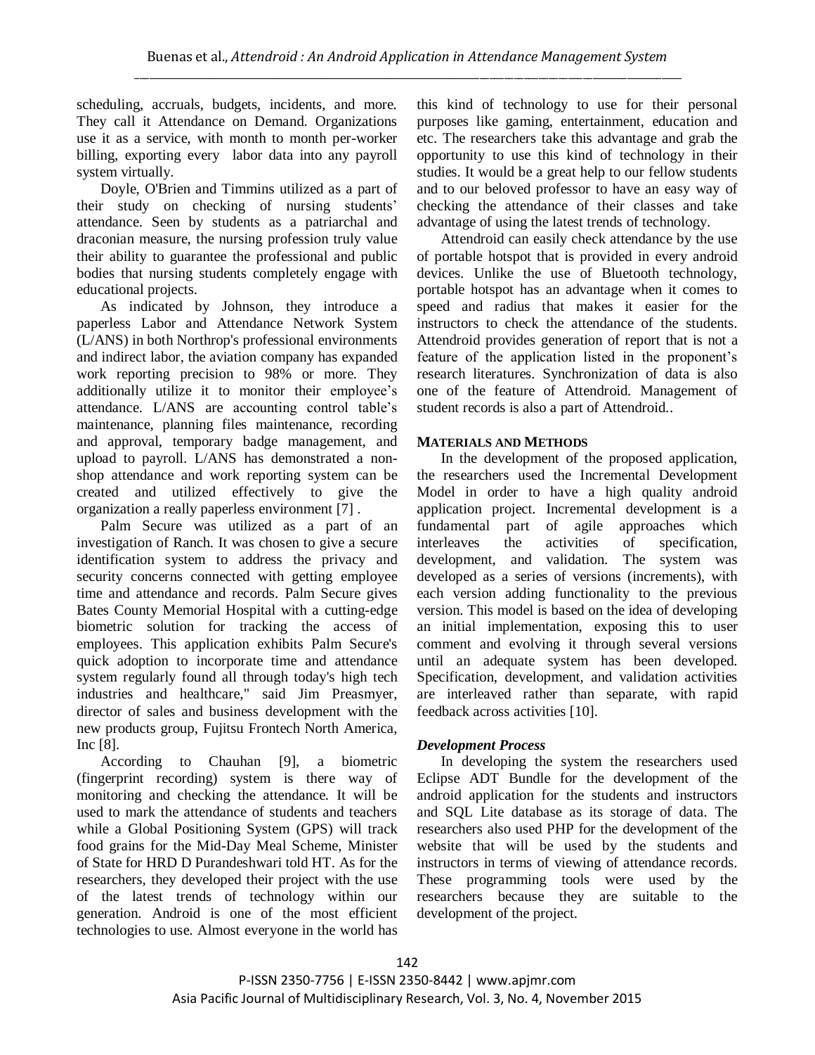scheduling, accruals, budgets, incidents, and more. They call it Attendance on Demand. Organizations use it as a service, with month to month per-worker billing, exporting every labor data into any payroll system virtually.

Doyle, O'Brien and Timmins utilized as a part of their study on checking of nursing students' attendance. Seen by students as a patriarchal and draconian measure, the nursing profession truly value their ability to guarantee the professional and public bodies that nursing students completely engage with educational projects.

As indicated by Johnson, they introduce a paperless Labor and Attendance Network System (L/ANS) in both Northrop's professional environments and indirect labor, the aviation company has expanded work reporting precision to 98% or more. They additionally utilize it to monitor their employee's attendance. L/ANS are accounting control table's maintenance, planning files maintenance, recording and approval, temporary badge management, and upload to payroll. L/ANS has demonstrated a non-shop attendance and work reporting system can be created and utilized effectively to give the organization a really paperless environment [7] .

Palm Secure was utilized as a part of an investigation of Ranch. It was chosen to give a secure identification system to address the privacy and security concerns connected with getting employee time and attendance and records. Palm Secure gives Bates County Memorial Hospital with a cutting-edge biometric solution for tracking the access of employees. This application exhibits Palm Secure's quick adoption to incorporate time and attendance system regularly found all through today's high tech industries and healthcare," said Jim Preasmyer, director of sales and business development with the new products group, Fujitsu Frontech North America, Inc [8].

According to Chauhan [9], a biometric (fingerprint recording) system is there way of monitoring and checking the attendance. It will be used to mark the attendance of students and teachers while a Global Positioning System (GPS) will track food grains for the Mid-Day Meal Scheme, Minister of State for HRD D Purandeshwari told HT. As for the researchers, they developed their project with the use of the latest trends of technology within our generation. Android is one of the most efficient technologies to use. Almost everyone in the world has this kind of technology to use for their personal purposes like gaming, entertainment, education and etc. The researchers take this advantage and grab the opportunity to use this kind of technology in their studies. It would be a great help to our fellow students and to our beloved professor to have an easy way of checking the attendance of their classes and take advantage of using the latest trends of technology.

Attendroid can easily check attendance by the use of portable hotspot that is provided in every android devices. Unlike the use of Bluetooth technology, portable hotspot has an advantage when it comes to speed and radius that makes it easier for the instructors to check the attendance of the students. Attendroid provides generation of report that is not a feature of the application listed in the proponent's research literatures. Synchronization of data is also one of the feature of Attendroid. Management of student records is also a part of Attendroid..

## MATERIALS AND METHODS

In the development of the proposed application, the researchers used the Incremental Development Model in order to have a high quality android application project. Incremental development is a fundamental part of agile approaches which interleaves the activities of specification, development, and validation. The system was developed as a series of versions (increments), with each version adding functionality to the previous version. This model is based on the idea of developing an initial implementation, exposing this to user comment and evolving it through several versions until an adequate system has been developed. Specification, development, and validation activities are interleaved rather than separate, with rapid feedback across activities [10].

### *Development Process*

In developing the system the researchers used Eclipse ADT Bundle for the development of the android application for the students and instructors and SQL Lite database as its storage of data. The researchers also used PHP for the development of the website that will be used by the students and instructors in terms of viewing of attendance records. These programming tools were used by the researchers because they are suitable to the development of the project.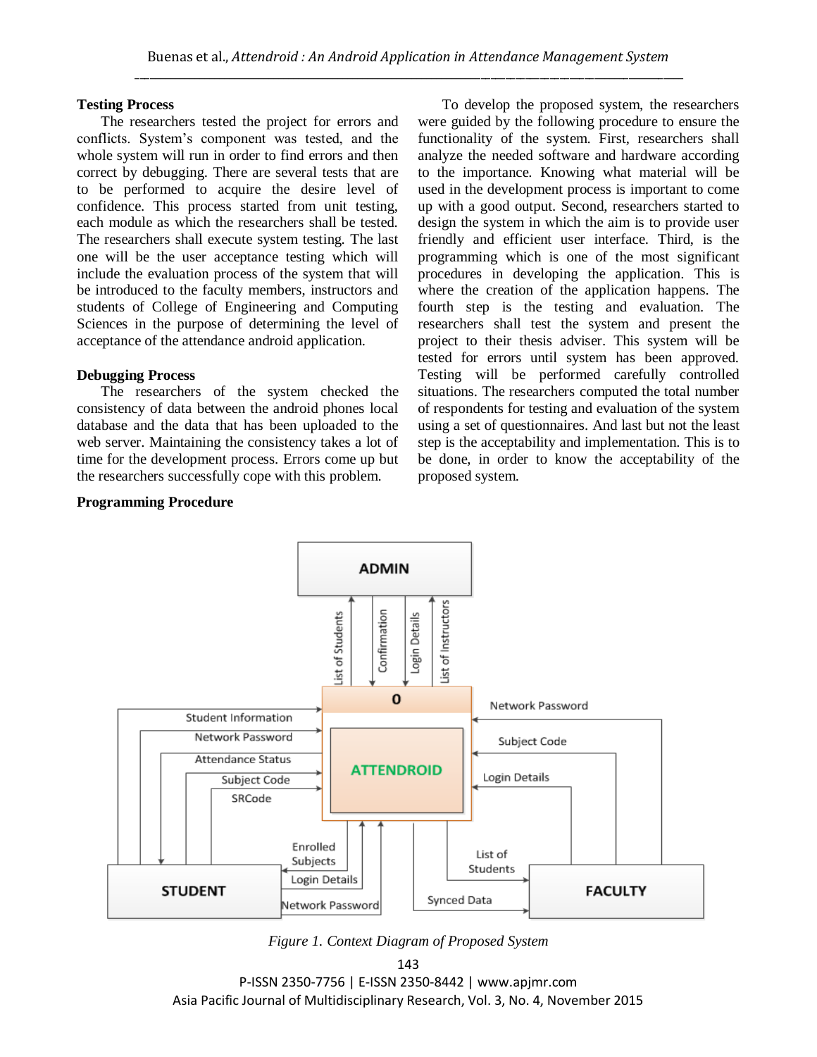**Testing Process**

The researchers tested the project for errors and conflicts. System's component was tested, and the whole system will run in order to find errors and then correct by debugging. There are several tests that are to be performed to acquire the desire level of confidence. This process started from unit testing, each module as which the researchers shall be tested. The researchers shall execute system testing. The last one will be the user acceptance testing which will include the evaluation process of the system that will be introduced to the faculty members, instructors and students of College of Engineering and Computing Sciences in the purpose of determining the level of acceptance of the attendance android application.

**Debugging Process**

The researchers of the system checked the consistency of data between the android phones local database and the data that has been uploaded to the web server. Maintaining the consistency takes a lot of time for the development process. Errors come up but the researchers successfully cope with this problem.

**Programming Procedure**

To develop the proposed system, the researchers were guided by the following procedure to ensure the functionality of the system. First, researchers shall analyze the needed software and hardware according to the importance. Knowing what material will be used in the development process is important to come up with a good output. Second, researchers started to design the system in which the aim is to provide user friendly and efficient user interface. Third, is the programming which is one of the most significant procedures in developing the application. This is where the creation of the application happens. The fourth step is the testing and evaluation. The researchers shall test the system and present the project to their thesis adviser. This system will be tested for errors until system has been approved. Testing will be performed carefully controlled situations. The researchers computed the total number of respondents for testing and evaluation of the system using a set of questionnaires. And last but not the least step is the acceptability and implementation. This is to be done, in order to know the acceptability of the proposed system.

*Figure 1. Context Diagram of Proposed System*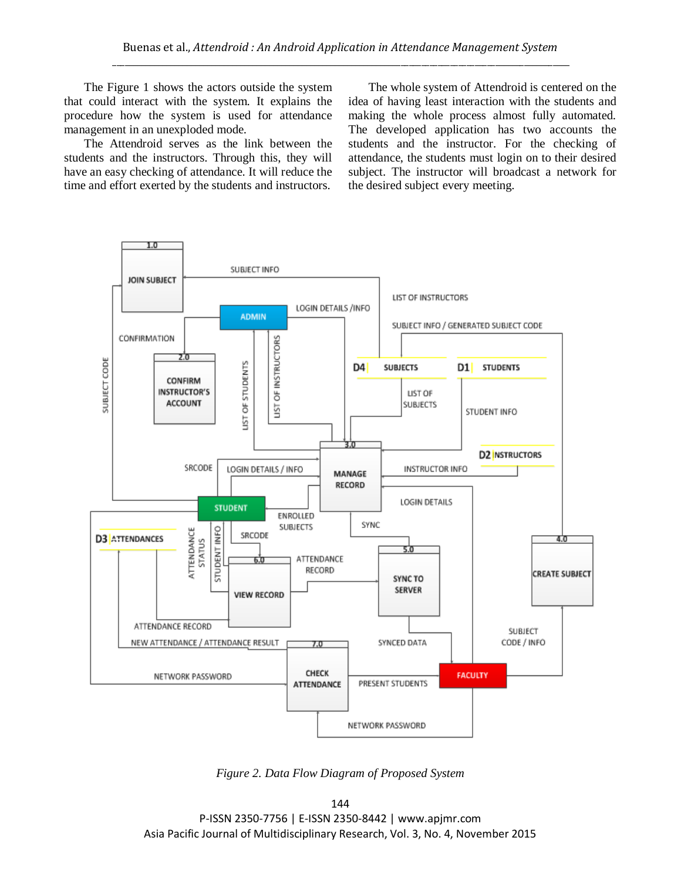The Figure 1 shows the actors outside the system that could interact with the system. It explains the procedure how the system is used for attendance management in an unexploded mode.

The Attendroid serves as the link between the students and the instructors. Through this, they will have an easy checking of attendance. It will reduce the time and effort exerted by the students and instructors.

The whole system of Attendroid is centered on the idea of having least interaction with the students and making the whole process almost fully automated. The developed application has two accounts the students and the instructor. For the checking of attendance, the students must login on to their desired subject. The instructor will broadcast a network for the desired subject every meeting.

*Figure 2. Data Flow Diagram of Proposed System*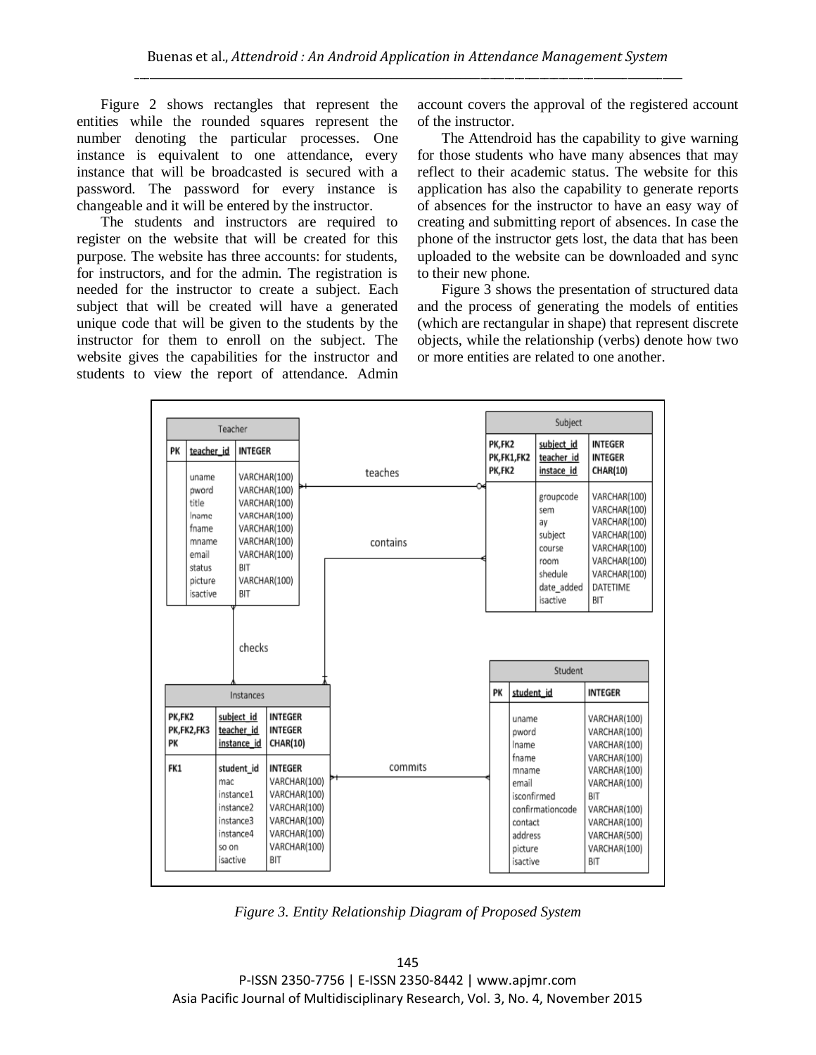Figure 2 shows rectangles that represent the entities while the rounded squares represent the number denoting the particular processes. One instance is equivalent to one attendance, every instance that will be broadcasted is secured with a password. The password for every instance is changeable and it will be entered by the instructor.

The students and instructors are required to register on the website that will be created for this purpose. The website has three accounts: for students, for instructors, and for the admin. The registration is needed for the instructor to create a subject. Each subject that will be created will have a generated unique code that will be given to the students by the instructor for them to enroll on the subject. The website gives the capabilities for the instructor and students to view the report of attendance. Admin account covers the approval of the registered account of the instructor.

The Attendroid has the capability to give warning for those students who have many absences that may reflect to their academic status. The website for this application has also the capability to generate reports of absences for the instructor to have an easy way of creating and submitting report of absences. In case the phone of the instructor gets lost, the data that has been uploaded to the website can be downloaded and sync to their new phone.

Figure 3 shows the presentation of structured data and the process of generating the models of entities (which are rectangular in shape) that represent discrete objects, while the relationship (verbs) denote how two or more entities are related to one another.

*Figure 3. Entity Relationship Diagram of Proposed System*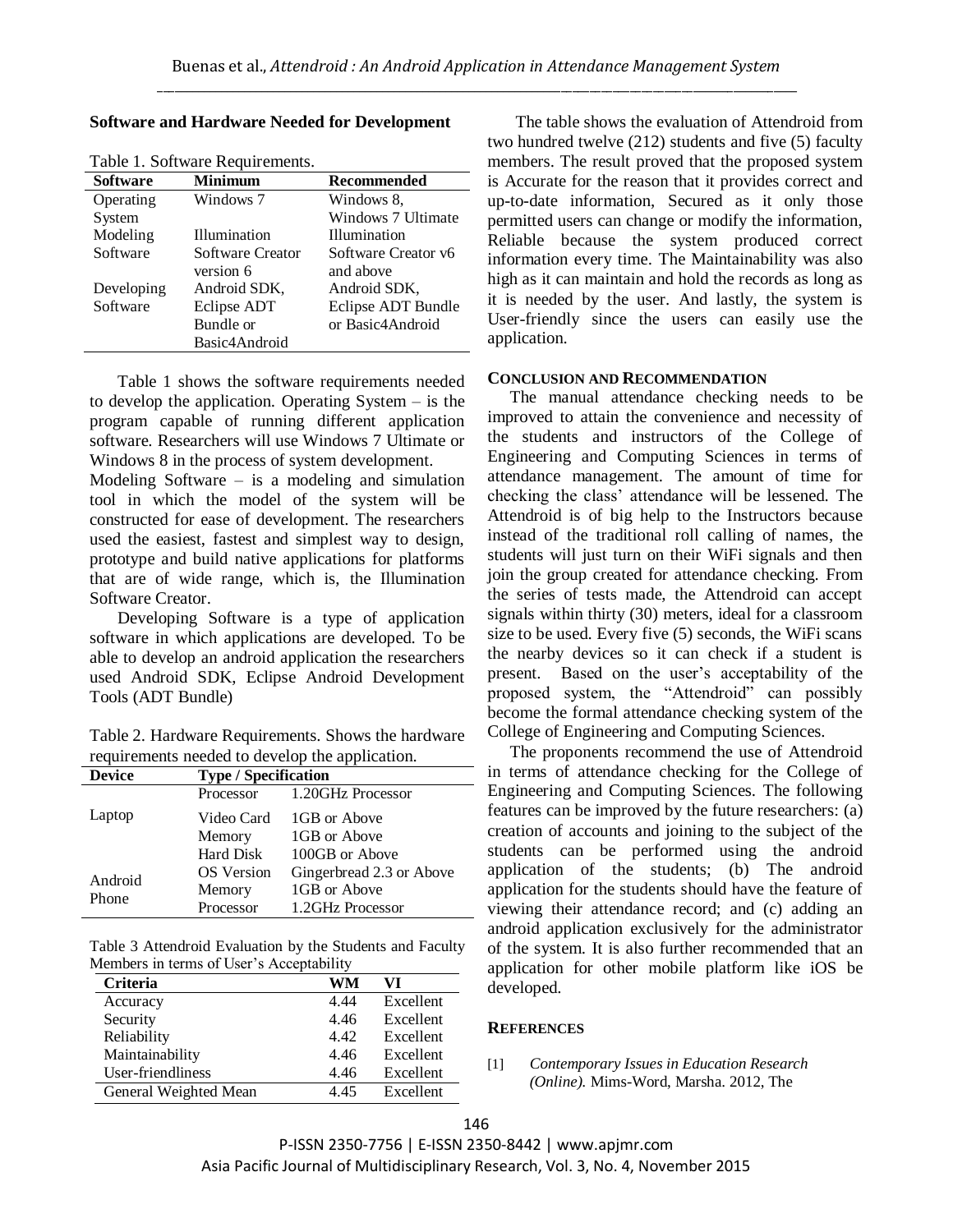**Software and Hardware Needed for Development**

Table 1. Software Requirements.

| Software | Minimum | Recommended |
|---|---|---|
| Operating System | Windows 7 | Windows 8, Windows 7 Ultimate |
| Modeling Software | Illumination Software Creator version 6 | Illumination Software Creator v6 and above |
| Developing Software | Android SDK, Eclipse ADT Bundle or Basic4Android | Android SDK, Eclipse ADT Bundle or Basic4Android |

Table 1 shows the software requirements needed to develop the application. Operating System – is the program capable of running different application software. Researchers will use Windows 7 Ultimate or Windows 8 in the process of system development.

Modeling Software – is a modeling and simulation tool in which the model of the system will be constructed for ease of development. The researchers used the easiest, fastest and simplest way to design, prototype and build native applications for platforms that are of wide range, which is, the Illumination Software Creator.

Developing Software is a type of application software in which applications are developed. To be able to develop an android application the researchers used Android SDK, Eclipse Android Development Tools (ADT Bundle)

Table 2. Hardware Requirements. Shows the hardware requirements needed to develop the application.

| Device | Type / Specification | |
|---|---|---|
| Laptop | Processor | 1.20GHz Processor |
| | Video Card | 1GB or Above |
| | Memory | 1GB or Above |
| | Hard Disk | 100GB or Above |
| Android Phone | OS Version | Gingerbread 2.3 or Above |
| | Memory | 1GB or Above |
| | Processor | 1.2GHz Processor |

Table 3 Attendroid Evaluation by the Students and Faculty Members in terms of User's Acceptability

| Criteria | WM | VI |
|---|---|---|
| Accuracy | 4.44 | Excellent |
| Security | 4.46 | Excellent |
| Reliability | 4.42 | Excellent |
| Maintainability | 4.46 | Excellent |
| User-friendliness | 4.46 | Excellent |
| General Weighted Mean | 4.45 | Excellent |

The table shows the evaluation of Attendroid from two hundred twelve (212) students and five (5) faculty members. The result proved that the proposed system is Accurate for the reason that it provides correct and up-to-date information, Secured as it only those permitted users can change or modify the information, Reliable because the system produced correct information every time. The Maintainability was also high as it can maintain and hold the records as long as it is needed by the user. And lastly, the system is User-friendly since the users can easily use the application.

## CONCLUSION AND RECOMMENDATION

The manual attendance checking needs to be improved to attain the convenience and necessity of the students and instructors of the College of Engineering and Computing Sciences in terms of attendance management. The amount of time for checking the class' attendance will be lessened. The Attendroid is of big help to the Instructors because instead of the traditional roll calling of names, the students will just turn on their WiFi signals and then join the group created for attendance checking. From the series of tests made, the Attendroid can accept signals within thirty (30) meters, ideal for a classroom size to be used. Every five (5) seconds, the WiFi scans the nearby devices so it can check if a student is present. Based on the user's acceptability of the proposed system, the "Attendroid" can possibly become the formal attendance checking system of the College of Engineering and Computing Sciences.

The proponents recommend the use of Attendroid in terms of attendance checking for the College of Engineering and Computing Sciences. The following features can be improved by the future researchers: (a) creation of accounts and joining to the subject of the students can be performed using the android application of the students; (b) The android application for the students should have the feature of viewing their attendance record; and (c) adding an android application exclusively for the administrator of the system. It is also further recommended that an application for other mobile platform like iOS be developed.

## REFERENCES

[1] *Contemporary Issues in Education Research (Online).* Mims-Word, Marsha. 2012, The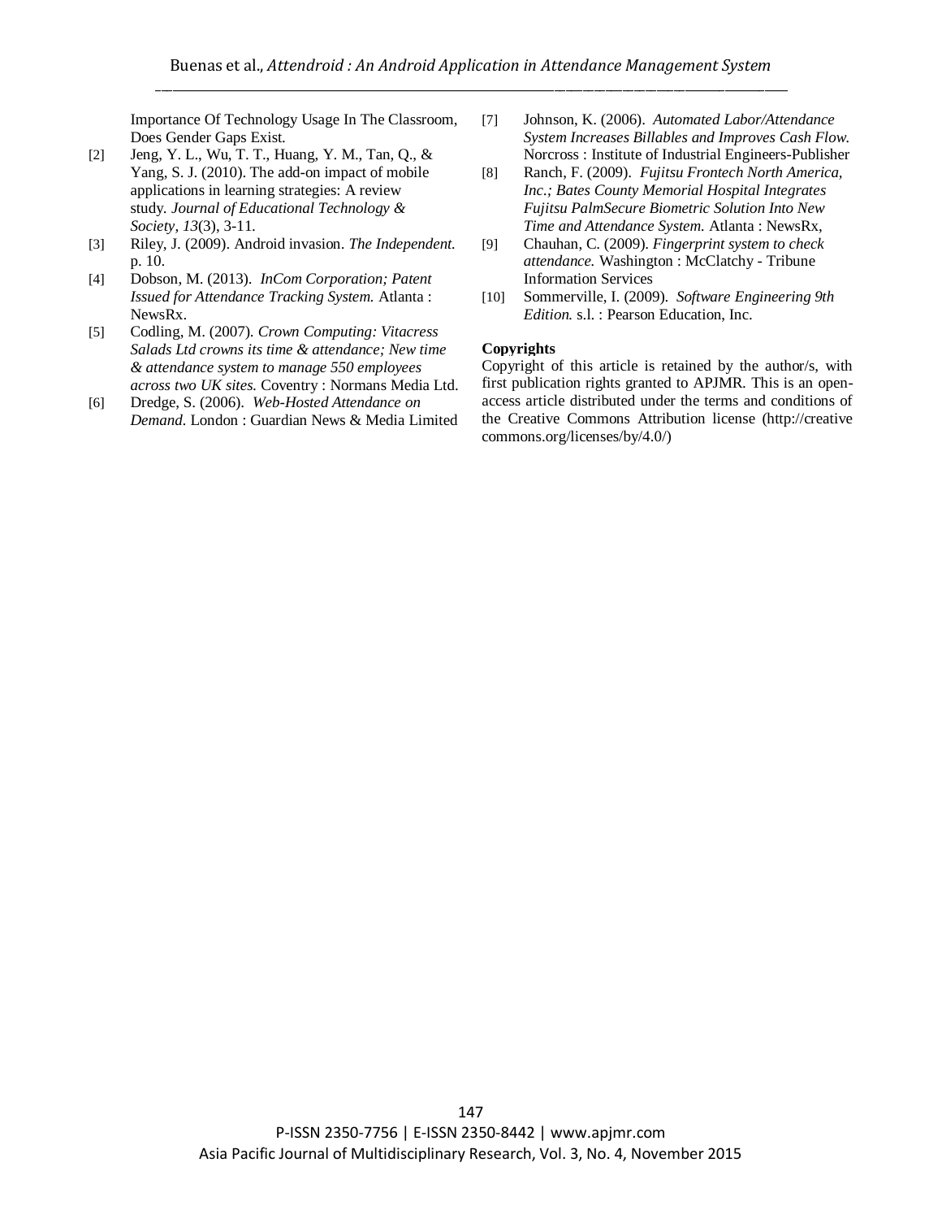Importance Of Technology Usage In The Classroom, Does Gender Gaps Exist.

[2] Jeng, Y. L., Wu, T. T., Huang, Y. M., Tan, Q., & Yang, S. J. (2010). The add-on impact of mobile applications in learning strategies: A review study. *Journal of Educational Technology & Society*, *13*(3), 3-11.

[3] Riley, J. (2009). Android invasion. *The Independent.* p. 10.

[4] Dobson, M. (2013). *InCom Corporation; Patent Issued for Attendance Tracking System.* Atlanta : NewsRx.

[5] Codling, M. (2007). *Crown Computing: Vitacress Salads Ltd crowns its time & attendance; New time & attendance system to manage 550 employees across two UK sites.* Coventry : Normans Media Ltd.

[6] Dredge, S. (2006). *Web-Hosted Attendance on Demand.* London : Guardian News & Media Limited

[7] Johnson, K. (2006). *Automated Labor/Attendance System Increases Billables and Improves Cash Flow.* Norcross : Institute of Industrial Engineers-Publisher

[8] Ranch, F. (2009). *Fujitsu Frontech North America, Inc.; Bates County Memorial Hospital Integrates Fujitsu PalmSecure Biometric Solution Into New Time and Attendance System.* Atlanta : NewsRx,

[9] Chauhan, C. (2009). *Fingerprint system to check attendance.* Washington : McClatchy - Tribune Information Services

[10] Sommerville, I. (2009). *Software Engineering 9th Edition.* s.l. : Pearson Education, Inc.

**Copyrights**

Copyright of this article is retained by the author/s, with first publication rights granted to APJMR. This is an open-access article distributed under the terms and conditions of the Creative Commons Attribution license (http://creative commons.org/licenses/by/4.0/)